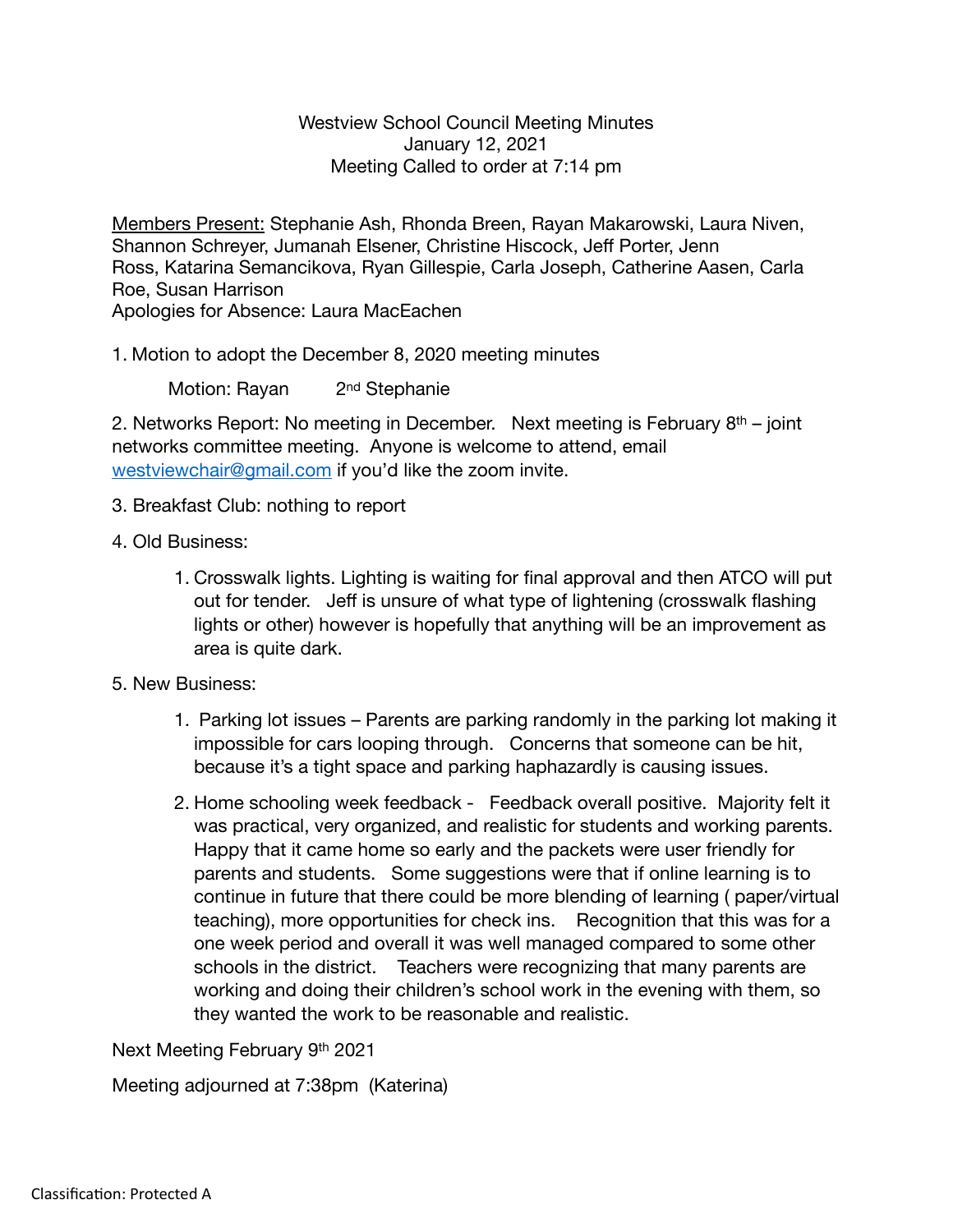Westview School Council Meeting Minutes
January 12, 2021
Meeting Called to order at 7:14 pm

Members Present: Stephanie Ash, Rhonda Breen, Rayan Makarowski, Laura Niven, Shannon Schreyer, Jumanah Elsener, Christine Hiscock, Jeff Porter, Jenn Ross, Katarina Semancikova, Ryan Gillespie, Carla Joseph, Catherine Aasen, Carla Roe, Susan Harrison
Apologies for Absence: Laura MacEachen

1. Motion to adopt the December 8, 2020 meeting minutes

   Motion: Rayan   2nd Stephanie

2. Networks Report: No meeting in December. Next meeting is February 8th – joint networks committee meeting. Anyone is welcome to attend, email westviewchair@gmail.com if you'd like the zoom invite.

3. Breakfast Club: nothing to report

4. Old Business:

   1. Crosswalk lights. Lighting is waiting for final approval and then ATCO will put out for tender. Jeff is unsure of what type of lightening (crosswalk flashing lights or other) however is hopefully that anything will be an improvement as area is quite dark.

5. New Business:

   1. Parking lot issues – Parents are parking randomly in the parking lot making it impossible for cars looping through. Concerns that someone can be hit, because it's a tight space and parking haphazardly is causing issues.
   2. Home schooling week feedback - Feedback overall positive. Majority felt it was practical, very organized, and realistic for students and working parents. Happy that it came home so early and the packets were user friendly for parents and students. Some suggestions were that if online learning is to continue in future that there could be more blending of learning ( paper/virtual teaching), more opportunities for check ins. Recognition that this was for a one week period and overall it was well managed compared to some other schools in the district. Teachers were recognizing that many parents are working and doing their children's school work in the evening with them, so they wanted the work to be reasonable and realistic.

Next Meeting February 9th 2021

Meeting adjourned at 7:38pm (Katerina)

Classification: Protected A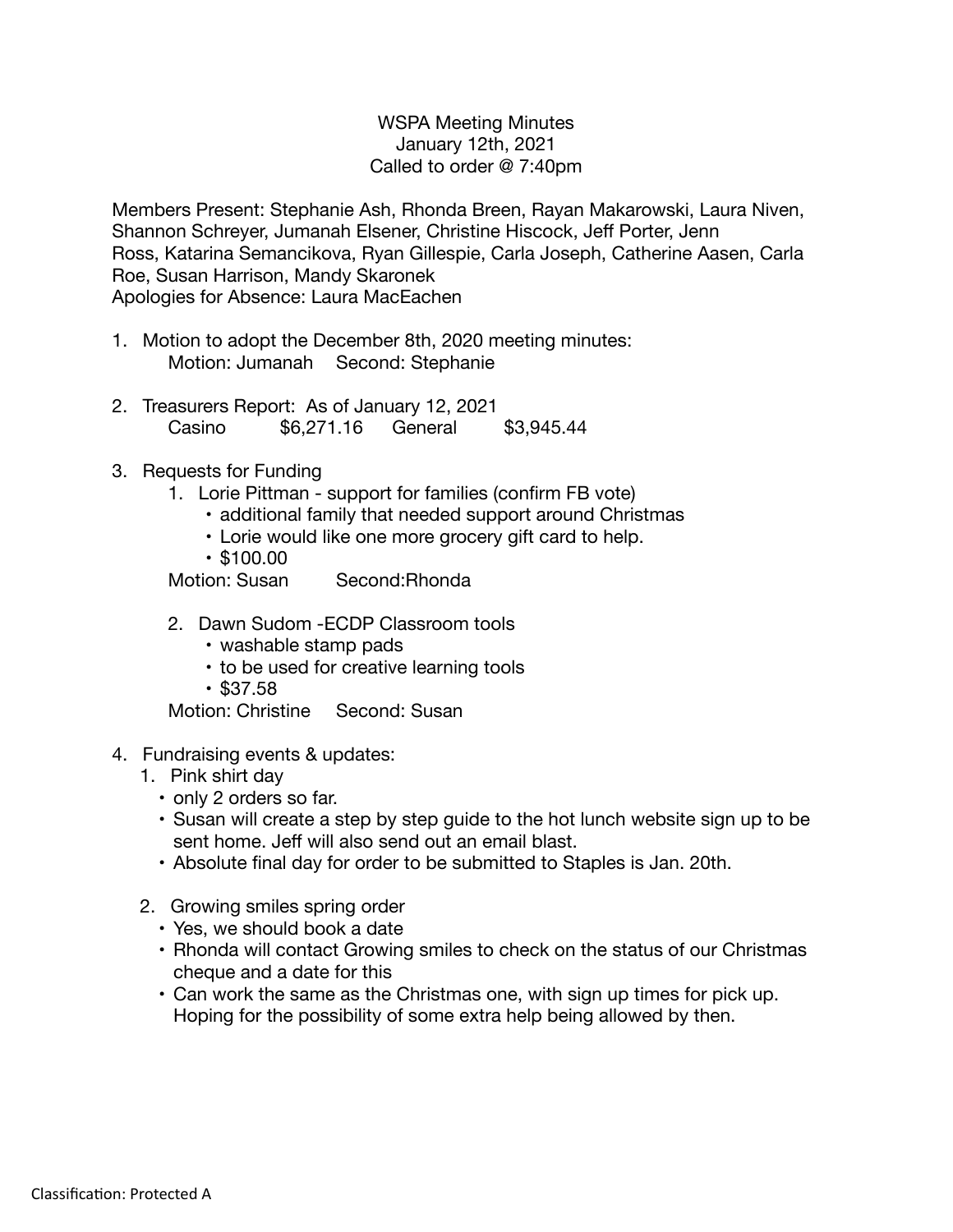WSPA Meeting Minutes
January 12th, 2021
Called to order @ 7:40pm

Members Present: Stephanie Ash, Rhonda Breen, Rayan Makarowski, Laura Niven, Shannon Schreyer, Jumanah Elsener, Christine Hiscock, Jeff Porter, Jenn Ross, Katarina Semancikova, Ryan Gillespie, Carla Joseph, Catherine Aasen, Carla Roe, Susan Harrison, Mandy Skaronek
Apologies for Absence: Laura MacEachen

1. Motion to adopt the December 8th, 2020 meeting minutes:
   Motion: Jumanah    Second: Stephanie

2. Treasurers Report: As of January 12, 2021
   Casino    $6,271.16    General    $3,945.44

3. Requests for Funding
   1. Lorie Pittman - support for families (confirm FB vote)
      - additional family that needed support around Christmas
      - Lorie would like one more grocery gift card to help.
      - $100.00

      Motion: Susan    Second:Rhonda

   2. Dawn Sudom -ECDP Classroom tools
      - washable stamp pads
      - to be used for creative learning tools
      - $37.58

      Motion: Christine    Second: Susan

4. Fundraising events & updates:
   1. Pink shirt day
      - only 2 orders so far.
      - Susan will create a step by step guide to the hot lunch website sign up to be sent home. Jeff will also send out an email blast.
      - Absolute final day for order to be submitted to Staples is Jan. 20th.

   2. Growing smiles spring order
      - Yes, we should book a date
      - Rhonda will contact Growing smiles to check on the status of our Christmas cheque and a date for this
      - Can work the same as the Christmas one, with sign up times for pick up. Hoping for the possibility of some extra help being allowed by then.

Classification: Protected A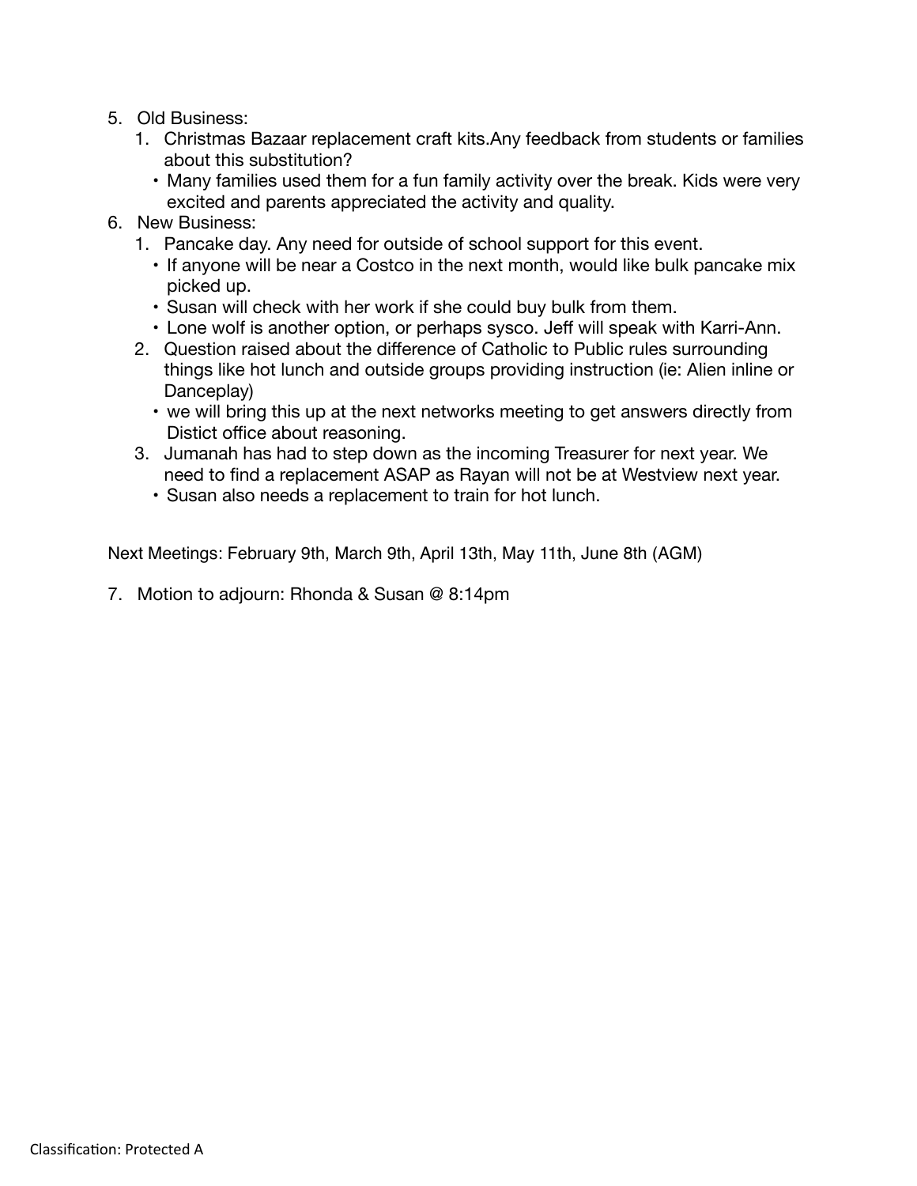5. Old Business:
   1. Christmas Bazaar replacement craft kits.Any feedback from students or families about this substitution?
      - Many families used them for a fun family activity over the break. Kids were very excited and parents appreciated the activity and quality.
6. New Business:
   1. Pancake day. Any need for outside of school support for this event.
      - If anyone will be near a Costco in the next month, would like bulk pancake mix picked up.
      - Susan will check with her work if she could buy bulk from them.
      - Lone wolf is another option, or perhaps sysco. Jeff will speak with Karri-Ann.
   2. Question raised about the difference of Catholic to Public rules surrounding things like hot lunch and outside groups providing instruction (ie: Alien inline or Danceplay)
      - we will bring this up at the next networks meeting to get answers directly from Distict office about reasoning.
   3. Jumanah has had to step down as the incoming Treasurer for next year. We need to find a replacement ASAP as Rayan will not be at Westview next year.
      - Susan also needs a replacement to train for hot lunch.

Next Meetings: February 9th, March 9th, April 13th, May 11th, June 8th (AGM)

7. Motion to adjourn: Rhonda & Susan @ 8:14pm

Classification: Protected A